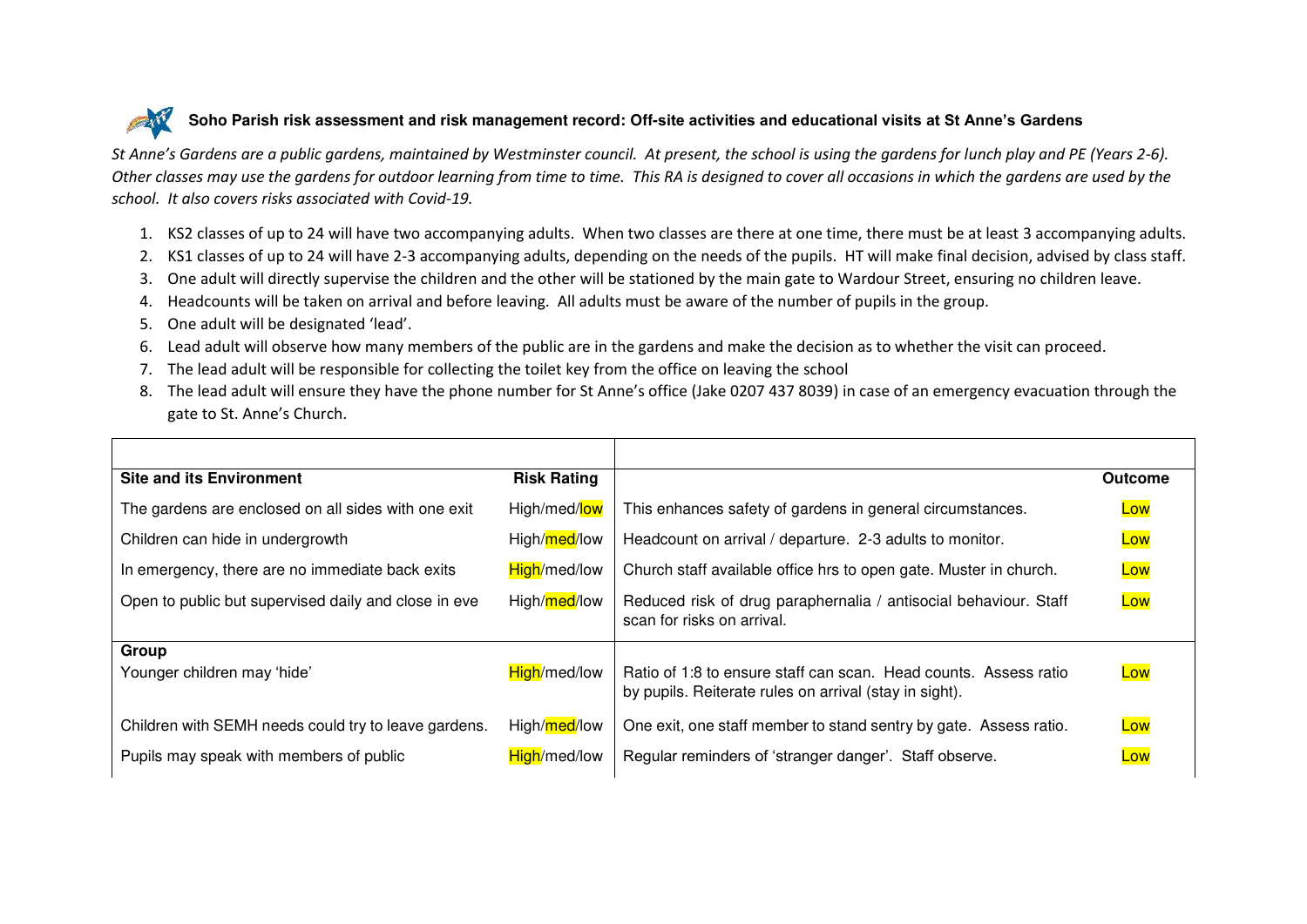# Soho Parish risk assessment and risk management record: Off-site activities and educational visits at St Anne's Gardens

*St Anne's Gardens are a public gardens, maintained by Westminster council. At present, the school is using the gardens for lunch play and PE (Years 2-6). Other classes may use the gardens for outdoor learning from time to time. This RA is designed to cover all occasions in which the gardens are used by the school. It also covers risks associated with Covid-19.*

1. KS2 classes of up to 24 will have two accompanying adults. When two classes are there at one time, there must be at least 3 accompanying adults.
2. KS1 classes of up to 24 will have 2-3 accompanying adults, depending on the needs of the pupils. HT will make final decision, advised by class staff.
3. One adult will directly supervise the children and the other will be stationed by the main gate to Wardour Street, ensuring no children leave.
4. Headcounts will be taken on arrival and before leaving. All adults must be aware of the number of pupils in the group.
5. One adult will be designated 'lead'.
6. Lead adult will observe how many members of the public are in the gardens and make the decision as to whether the visit can proceed.
7. The lead adult will be responsible for collecting the toilet key from the office on leaving the school
8. The lead adult will ensure they have the phone number for St Anne's office (Jake 0207 437 8039) in case of an emergency evacuation through the gate to St. Anne's Church.

| | | | |
|---|---|---|---|
| **Site and its Environment** | **Risk Rating** | | **Outcome** |
| The gardens are enclosed on all sides with one exit | High/med/**low** | This enhances safety of gardens in general circumstances. | Low |
| Children can hide in undergrowth | High/**med**/low | Headcount on arrival / departure. 2-3 adults to monitor. | Low |
| In emergency, there are no immediate back exits | **High**/med/low | Church staff available office hrs to open gate. Muster in church. | Low |
| Open to public but supervised daily and close in eve | High/**med**/low | Reduced risk of drug paraphernalia / antisocial behaviour. Staff scan for risks on arrival. | Low |
| **Group** | | | |
| Younger children may 'hide' | **High**/med/low | Ratio of 1:8 to ensure staff can scan. Head counts. Assess ratio by pupils. Reiterate rules on arrival (stay in sight). | Low |
| Children with SEMH needs could try to leave gardens. | High/**med**/low | One exit, one staff member to stand sentry by gate. Assess ratio. | Low |
| Pupils may speak with members of public | **High**/med/low | Regular reminders of 'stranger danger'. Staff observe. | Low |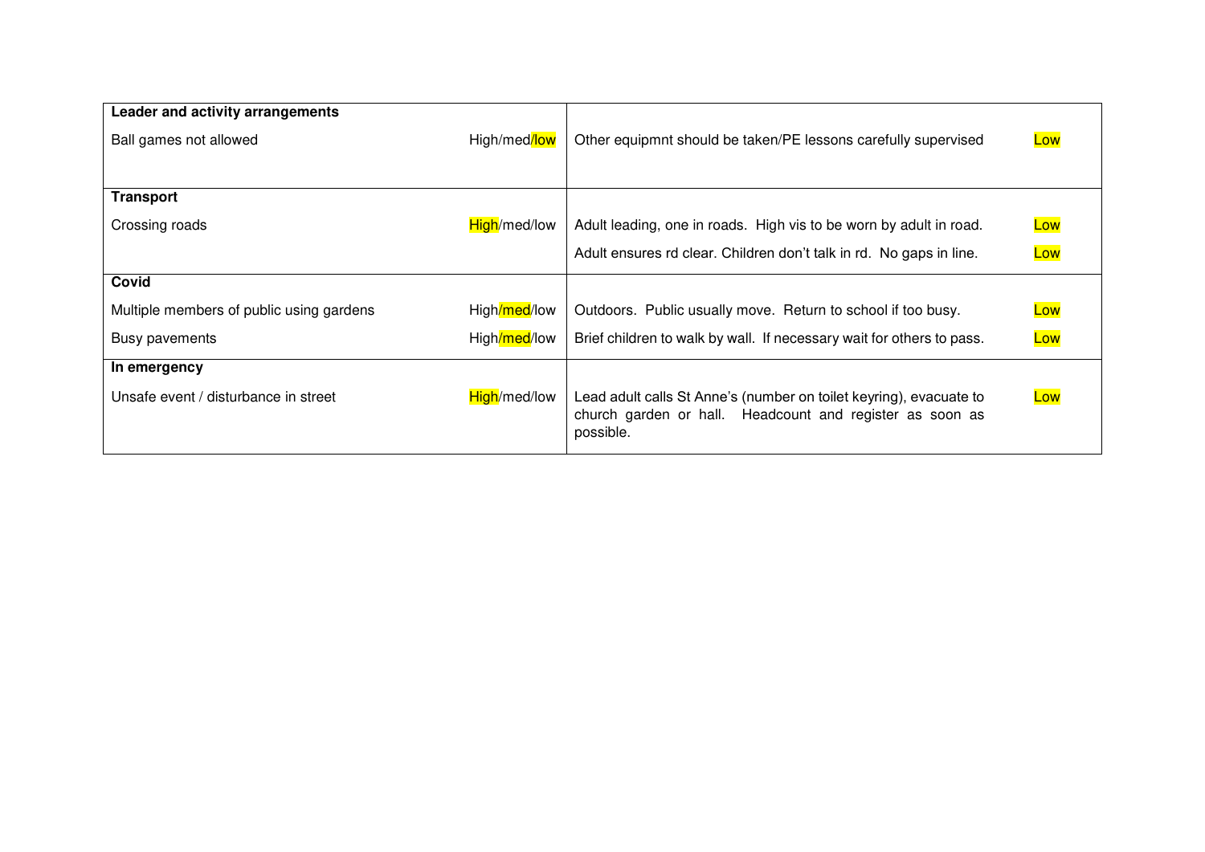| | | | |
|---|---|---|---|
| **Leader and activity arrangements** | | | |
| Ball games not allowed | High/med/low | Other equipmnt should be taken/PE lessons carefully supervised | Low |
| **Transport** | | | |
| Crossing roads | High/med/low | Adult leading, one in roads. High vis to be worn by adult in road. | Low |
| | | Adult ensures rd clear. Children don't talk in rd. No gaps in line. | Low |
| **Covid** | | | |
| Multiple members of public using gardens | High/med/low | Outdoors. Public usually move. Return to school if too busy. | Low |
| Busy pavements | High/med/low | Brief children to walk by wall. If necessary wait for others to pass. | Low |
| **In emergency** | | | |
| Unsafe event / disturbance in street | High/med/low | Lead adult calls St Anne's (number on toilet keyring), evacuate to church garden or hall. Headcount and register as soon as possible. | Low |